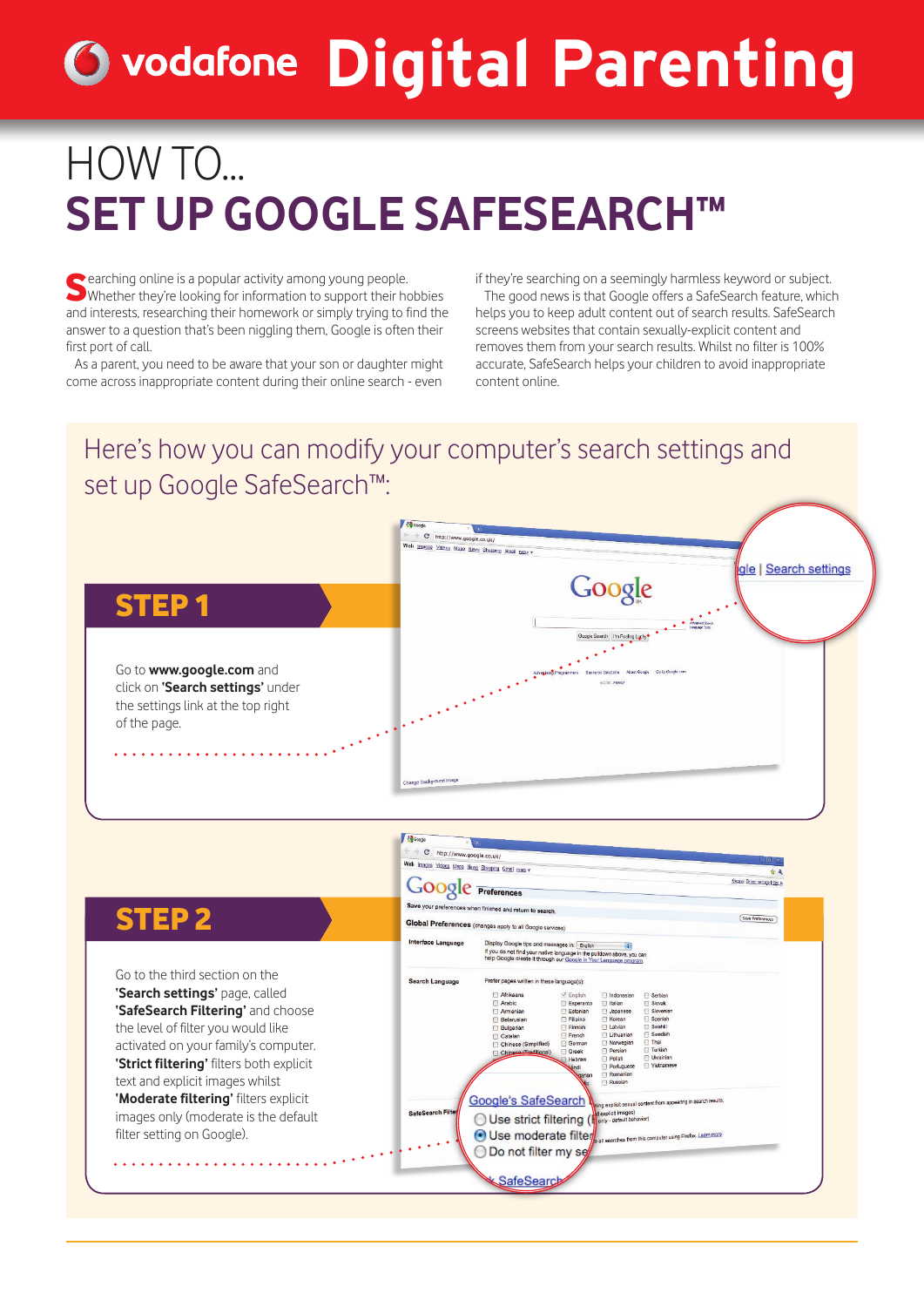# vodafone Digital Parenting

## HOW TO...

# SET UP GOOGLE SAFESEARCH™

Searching online is a popular activity among young people. Whether they're looking for information to support their hobbies and interests, researching their homework or simply trying to find the answer to a question that's been niggling them, Google is often their first port of call.

As a parent, you need to be aware that your son or daughter might come across inappropriate content during their online search - even if they're searching on a seemingly harmless keyword or subject.

The good news is that Google offers a SafeSearch feature, which helps you to keep adult content out of search results. SafeSearch screens websites that contain sexually-explicit content and removes them from your search results. Whilst no filter is 100% accurate, SafeSearch helps your children to avoid inappropriate content online.

## Here's how you can modify your computer's search settings and set up Google SafeSearch™:

### STEP 1

Go to **www.google.com** and click on **'Search settings'** under the settings link at the top right of the page.

### STEP 2

Go to the third section on the **'Search settings'** page, called **'SafeSearch Filtering'** and choose the level of filter you would like activated on your family's computer. **'Strict filtering'** filters both explicit text and explicit images whilst **'Moderate filtering'** filters explicit images only (moderate is the default filter setting on Google).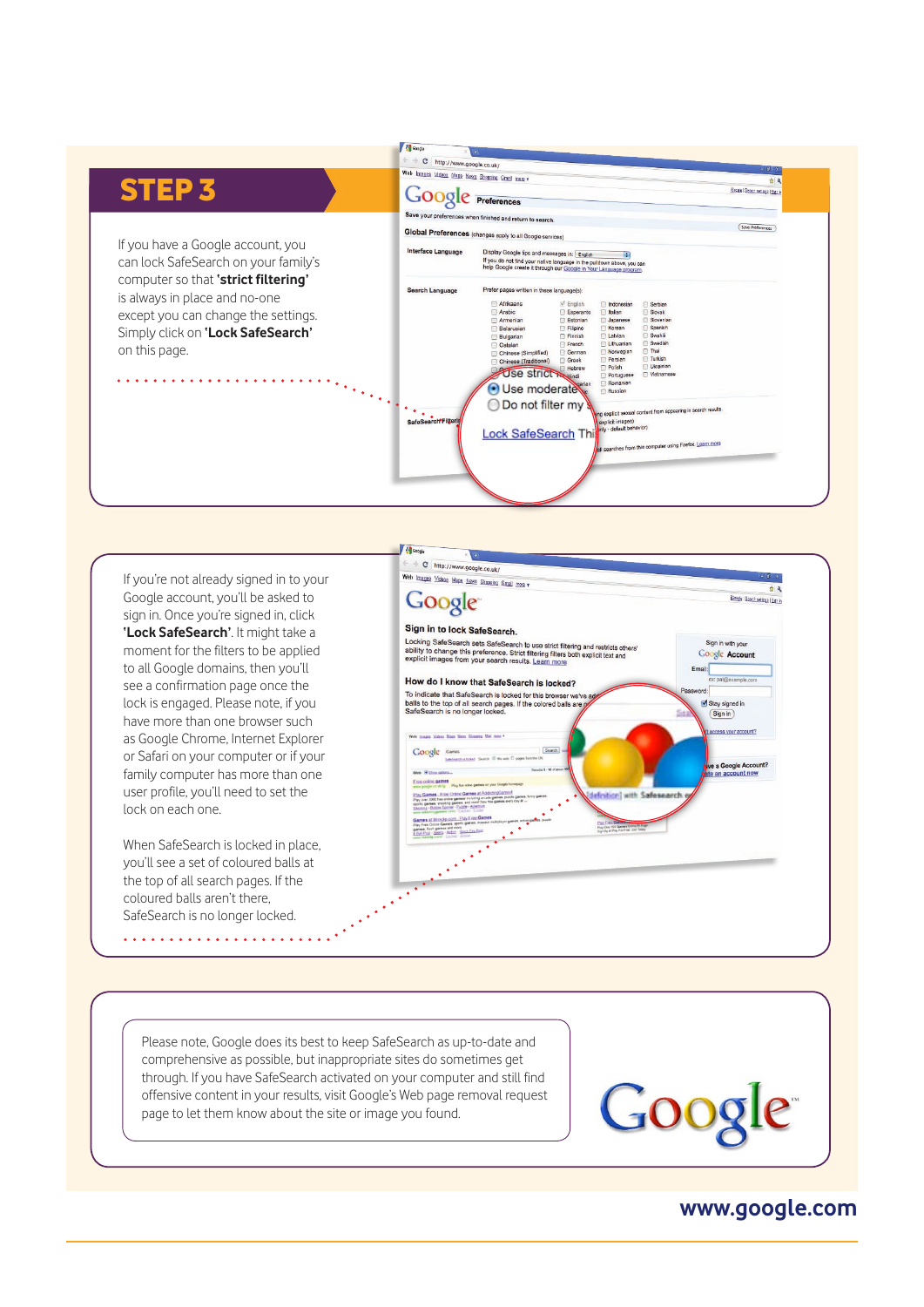## STEP 3

If you have a Google account, you can lock SafeSearch on your family's computer so that **'strict filtering'** is always in place and no-one except you can change the settings. Simply click on **'Lock SafeSearch'** on this page.

If you're not already signed in to your Google account, you'll be asked to sign in. Once you're signed in, click **'Lock SafeSearch'**. It might take a moment for the filters to be applied to all Google domains, then you'll see a confirmation page once the lock is engaged. Please note, if you have more than one browser such as Google Chrome, Internet Explorer or Safari on your computer or if your family computer has more than one user profile, you'll need to set the lock on each one.

When SafeSearch is locked in place, you'll see a set of coloured balls at the top of all search pages. If the coloured balls aren't there, SafeSearch is no longer locked.

Please note, Google does its best to keep SafeSearch as up-to-date and comprehensive as possible, but inappropriate sites do sometimes get through. If you have SafeSearch activated on your computer and still find offensive content in your results, visit Google's Web page removal request page to let them know about the site or image you found.

www.google.com